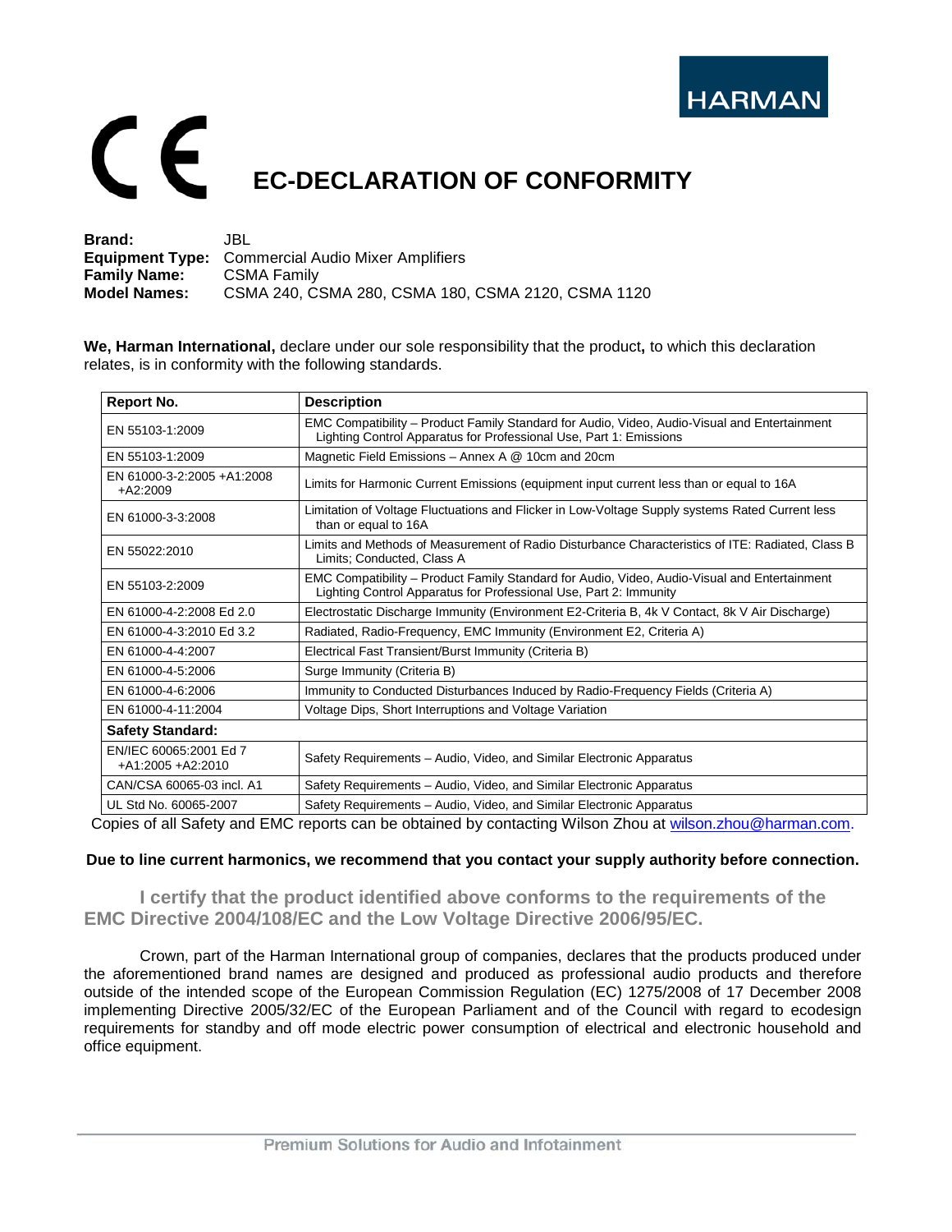HARMAN

CE

# EC-DECLARATION OF CONFORMITY

**Brand:** JBL
**Equipment Type:** Commercial Audio Mixer Amplifiers
**Family Name:** CSMA Family
**Model Names:** CSMA 240, CSMA 280, CSMA 180, CSMA 2120, CSMA 1120

**We, Harman International,** declare under our sole responsibility that the product**,** to which this declaration relates, is in conformity with the following standards.

| Report No. | Description |
|---|---|
| EN 55103-1:2009 | EMC Compatibility – Product Family Standard for Audio, Video, Audio-Visual and Entertainment Lighting Control Apparatus for Professional Use, Part 1: Emissions |
| EN 55103-1:2009 | Magnetic Field Emissions – Annex A @ 10cm and 20cm |
| EN 61000-3-2:2005 +A1:2008 +A2:2009 | Limits for Harmonic Current Emissions (equipment input current less than or equal to 16A |
| EN 61000-3-3:2008 | Limitation of Voltage Fluctuations and Flicker in Low-Voltage Supply systems Rated Current less than or equal to 16A |
| EN 55022:2010 | Limits and Methods of Measurement of Radio Disturbance Characteristics of ITE: Radiated, Class B Limits; Conducted, Class A |
| EN 55103-2:2009 | EMC Compatibility – Product Family Standard for Audio, Video, Audio-Visual and Entertainment Lighting Control Apparatus for Professional Use, Part 2: Immunity |
| EN 61000-4-2:2008 Ed 2.0 | Electrostatic Discharge Immunity (Environment E2-Criteria B, 4k V Contact, 8k V Air Discharge) |
| EN 61000-4-3:2010 Ed 3.2 | Radiated, Radio-Frequency, EMC Immunity (Environment E2, Criteria A) |
| EN 61000-4-4:2007 | Electrical Fast Transient/Burst Immunity (Criteria B) |
| EN 61000-4-5:2006 | Surge Immunity (Criteria B) |
| EN 61000-4-6:2006 | Immunity to Conducted Disturbances Induced by Radio-Frequency Fields (Criteria A) |
| EN 61000-4-11:2004 | Voltage Dips, Short Interruptions and Voltage Variation |
| **Safety Standard:** | |
| EN/IEC 60065:2001 Ed 7 +A1:2005 +A2:2010 | Safety Requirements – Audio, Video, and Similar Electronic Apparatus |
| CAN/CSA 60065-03 incl. A1 | Safety Requirements – Audio, Video, and Similar Electronic Apparatus |
| UL Std No. 60065-2007 | Safety Requirements – Audio, Video, and Similar Electronic Apparatus |

Copies of all Safety and EMC reports can be obtained by contacting Wilson Zhou at wilson.zhou@harman.com.

**Due to line current harmonics, we recommend that you contact your supply authority before connection.**

**I certify that the product identified above conforms to the requirements of the EMC Directive 2004/108/EC and the Low Voltage Directive 2006/95/EC.**

Crown, part of the Harman International group of companies, declares that the products produced under the aforementioned brand names are designed and produced as professional audio products and therefore outside of the intended scope of the European Commission Regulation (EC) 1275/2008 of 17 December 2008 implementing Directive 2005/32/EC of the European Parliament and of the Council with regard to ecodesign requirements for standby and off mode electric power consumption of electrical and electronic household and office equipment.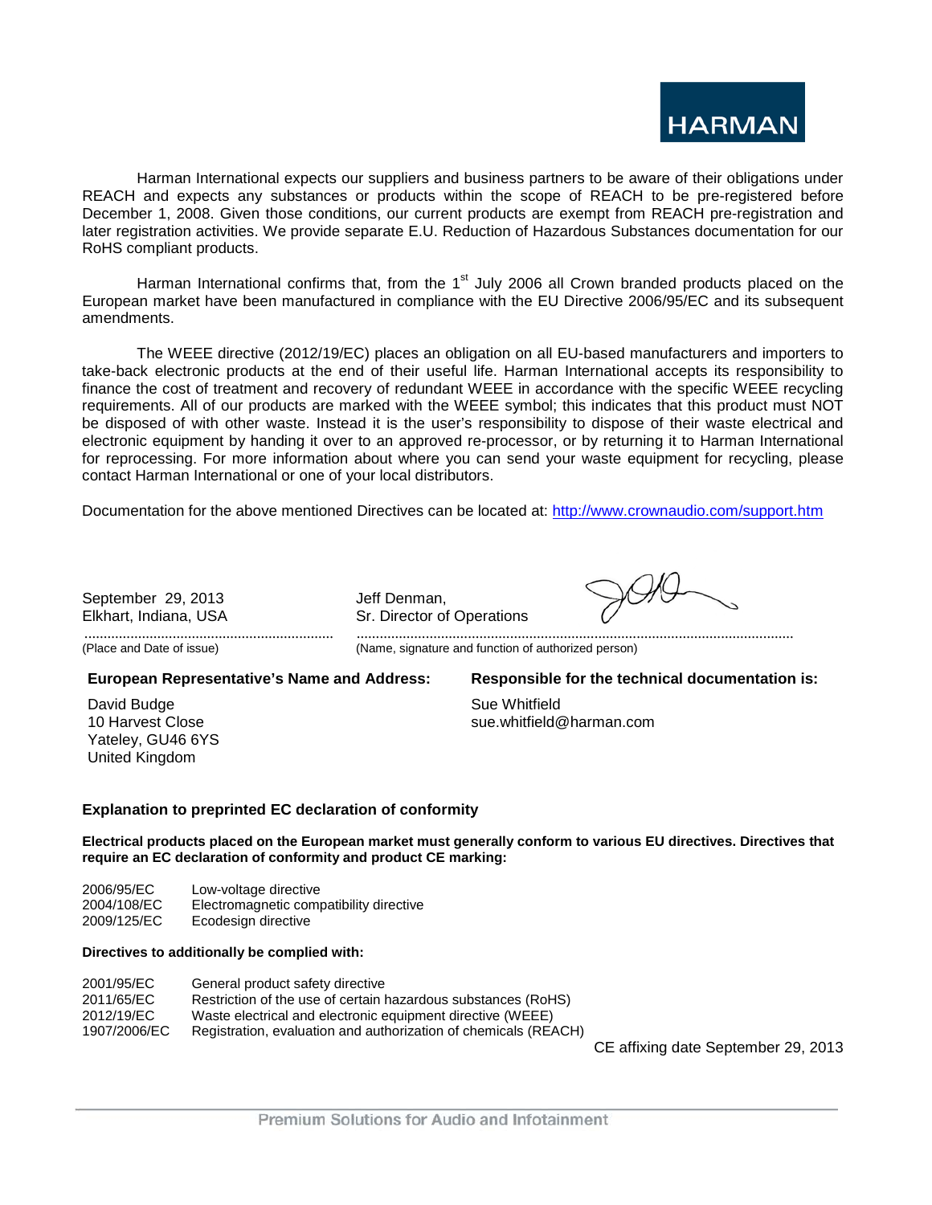HARMAN

Harman International expects our suppliers and business partners to be aware of their obligations under REACH and expects any substances or products within the scope of REACH to be pre-registered before December 1, 2008. Given those conditions, our current products are exempt from REACH pre-registration and later registration activities. We provide separate E.U. Reduction of Hazardous Substances documentation for our RoHS compliant products.

Harman International confirms that, from the 1st July 2006 all Crown branded products placed on the European market have been manufactured in compliance with the EU Directive 2006/95/EC and its subsequent amendments.

The WEEE directive (2012/19/EC) places an obligation on all EU-based manufacturers and importers to take-back electronic products at the end of their useful life. Harman International accepts its responsibility to finance the cost of treatment and recovery of redundant WEEE in accordance with the specific WEEE recycling requirements. All of our products are marked with the WEEE symbol; this indicates that this product must NOT be disposed of with other waste. Instead it is the user's responsibility to dispose of their waste electrical and electronic equipment by handing it over to an approved re-processor, or by returning it to Harman International for reprocessing. For more information about where you can send your waste equipment for recycling, please contact Harman International or one of your local distributors.

Documentation for the above mentioned Directives can be located at: http://www.crownaudio.com/support.htm

September 29, 2013
Elkhart, Indiana, USA
.................................................................
(Place and Date of issue)

Jeff Denman,
Sr. Director of Operations
.................................................................
(Name, signature and function of authorized person)

**European Representative's Name and Address:**

David Budge
10 Harvest Close
Yateley, GU46 6YS
United Kingdom

**Responsible for the technical documentation is:**

Sue Whitfield
sue.whitfield@harman.com

### Explanation to preprinted EC declaration of conformity

**Electrical products placed on the European market must generally conform to various EU directives. Directives that require an EC declaration of conformity and product CE marking:**

| | |
|---|---|
| 2006/95/EC | Low-voltage directive |
| 2004/108/EC | Electromagnetic compatibility directive |
| 2009/125/EC | Ecodesign directive |

**Directives to additionally be complied with:**

| | |
|---|---|
| 2001/95/EC | General product safety directive |
| 2011/65/EC | Restriction of the use of certain hazardous substances (RoHS) |
| 2012/19/EC | Waste electrical and electronic equipment directive (WEEE) |
| 1907/2006/EC | Registration, evaluation and authorization of chemicals (REACH) |

CE affixing date September 29, 2013

Premium Solutions for Audio and Infotainment